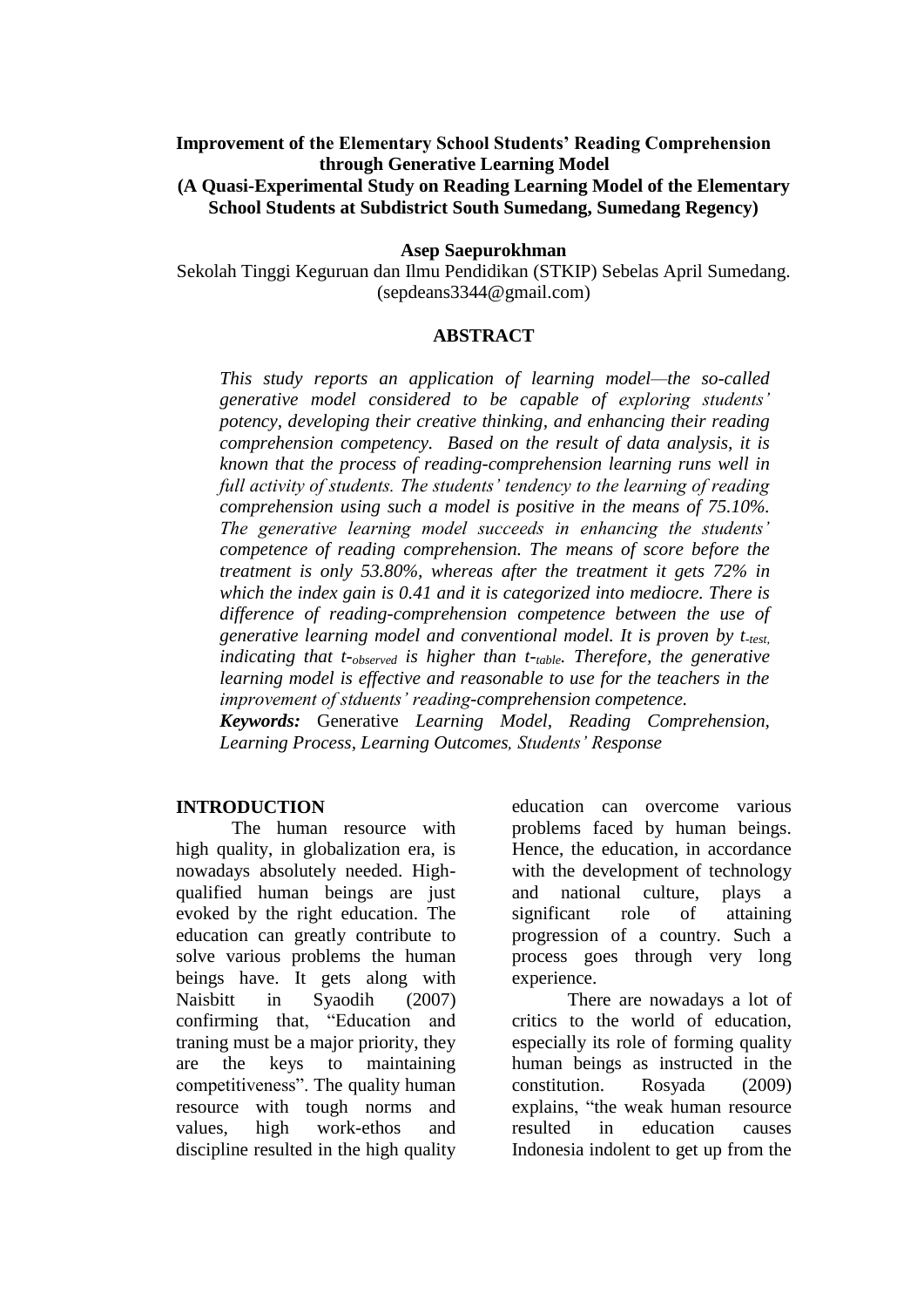# Improvement of the Elementary School Students' Reading Comprehension through Generative Learning Model
## (A Quasi-Experimental Study on Reading Learning Model of the Elementary School Students at Subdistrict South Sumedang, Sumedang Regency)

**Asep Saepurokhman**

Sekolah Tinggi Keguruan dan Ilmu Pendidikan (STKIP) Sebelas April Sumedang.
(sepdeans3344@gmail.com)

## ABSTRACT

*This study reports an application of learning model—the so-called generative model considered to be capable of exploring students' potency, developing their creative thinking, and enhancing their reading comprehension competency. Based on the result of data analysis, it is known that the process of reading-comprehension learning runs well in full activity of students. The students' tendency to the learning of reading comprehension using such a model is positive in the means of 75.10%. The generative learning model succeeds in enhancing the students' competence of reading comprehension. The means of score before the treatment is only 53.80%, whereas after the treatment it gets 72% in which the index gain is 0.41 and it is categorized into mediocre. There is difference of reading-comprehension competence between the use of generative learning model and conventional model. It is proven by $t_{test}$, indicating that $t_{observed}$ is higher than $t_{table}$. Therefore, the generative learning model is effective and reasonable to use for the teachers in the improvement of stduents' reading-comprehension competence.*

***Keywords:*** Generative *Learning Model, Reading Comprehension, Learning Process, Learning Outcomes, Students' Response*

## INTRODUCTION

The human resource with high quality, in globalization era, is nowadays absolutely needed. High-qualified human beings are just evoked by the right education. The education can greatly contribute to solve various problems the human beings have. It gets along with Naisbitt in Syaodih (2007) confirming that, "Education and traning must be a major priority, they are the keys to maintaining competitiveness". The quality human resource with tough norms and values, high work-ethos and discipline resulted in the high quality education can overcome various problems faced by human beings. Hence, the education, in accordance with the development of technology and national culture, plays a significant role of attaining progression of a country. Such a process goes through very long experience.

There are nowadays a lot of critics to the world of education, especially its role of forming quality human beings as instructed in the constitution. Rosyada (2009) explains, "the weak human resource resulted in education causes Indonesia indolent to get up from the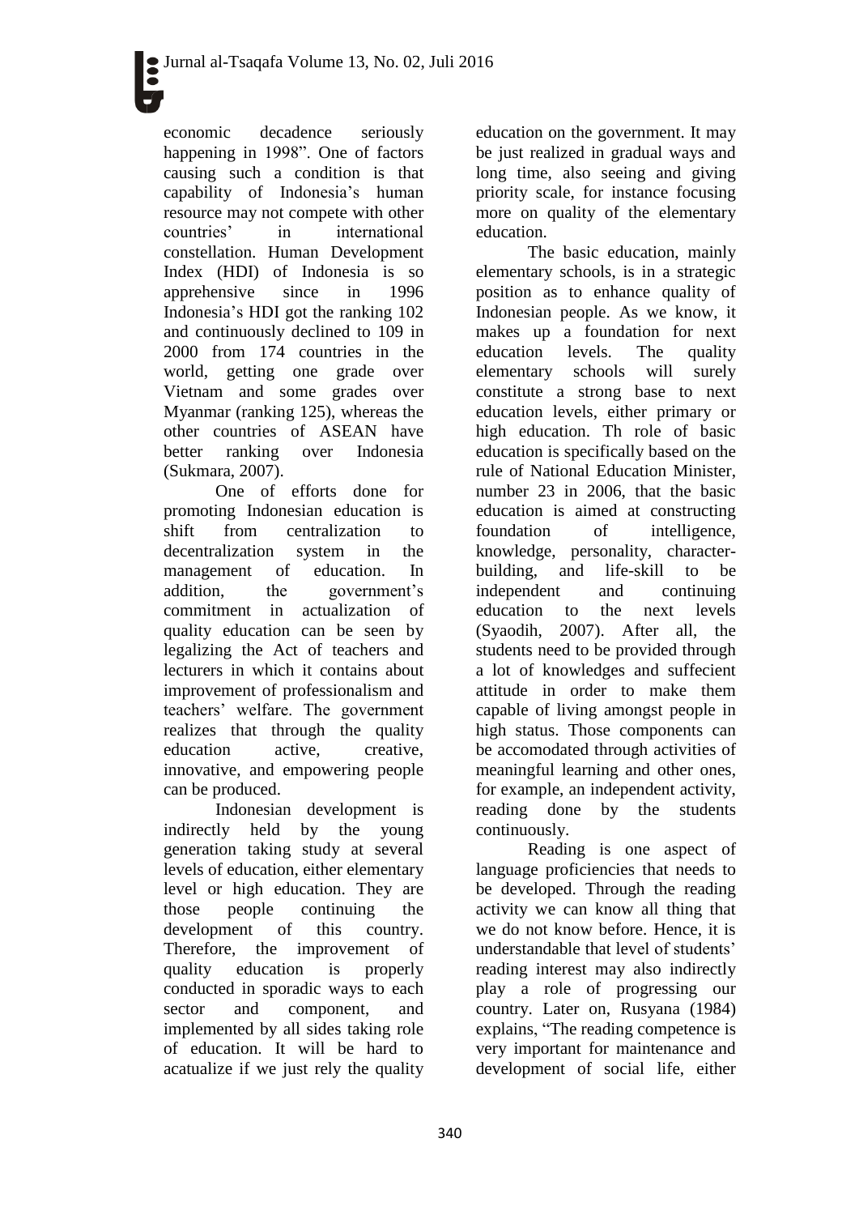economic decadence seriously happening in 1998". One of factors causing such a condition is that capability of Indonesia's human resource may not compete with other countries' in international constellation. Human Development Index (HDI) of Indonesia is so apprehensive since in 1996 Indonesia's HDI got the ranking 102 and continuously declined to 109 in 2000 from 174 countries in the world, getting one grade over Vietnam and some grades over Myanmar (ranking 125), whereas the other countries of ASEAN have better ranking over Indonesia (Sukmara, 2007).

One of efforts done for promoting Indonesian education is shift from centralization to decentralization system in the management of education. In addition, the government's commitment in actualization of quality education can be seen by legalizing the Act of teachers and lecturers in which it contains about improvement of professionalism and teachers' welfare. The government realizes that through the quality education active, creative, innovative, and empowering people can be produced.

Indonesian development is indirectly held by the young generation taking study at several levels of education, either elementary level or high education. They are those people continuing the development of this country. Therefore, the improvement of quality education is properly conducted in sporadic ways to each sector and component, and implemented by all sides taking role of education. It will be hard to acatualize if we just rely the quality education on the government. It may be just realized in gradual ways and long time, also seeing and giving priority scale, for instance focusing more on quality of the elementary education.

The basic education, mainly elementary schools, is in a strategic position as to enhance quality of Indonesian people. As we know, it makes up a foundation for next education levels. The quality elementary schools will surely constitute a strong base to next education levels, either primary or high education. Th role of basic education is specifically based on the rule of National Education Minister, number 23 in 2006, that the basic education is aimed at constructing foundation of intelligence, knowledge, personality, character-building, and life-skill to be independent and continuing education to the next levels (Syaodih, 2007). After all, the students need to be provided through a lot of knowledges and suffecient attitude in order to make them capable of living amongst people in high status. Those components can be accomodated through activities of meaningful learning and other ones, for example, an independent activity, reading done by the students continuously.

Reading is one aspect of language proficiencies that needs to be developed. Through the reading activity we can know all thing that we do not know before. Hence, it is understandable that level of students' reading interest may also indirectly play a role of progressing our country. Later on, Rusyana (1984) explains, "The reading competence is very important for maintenance and development of social life, either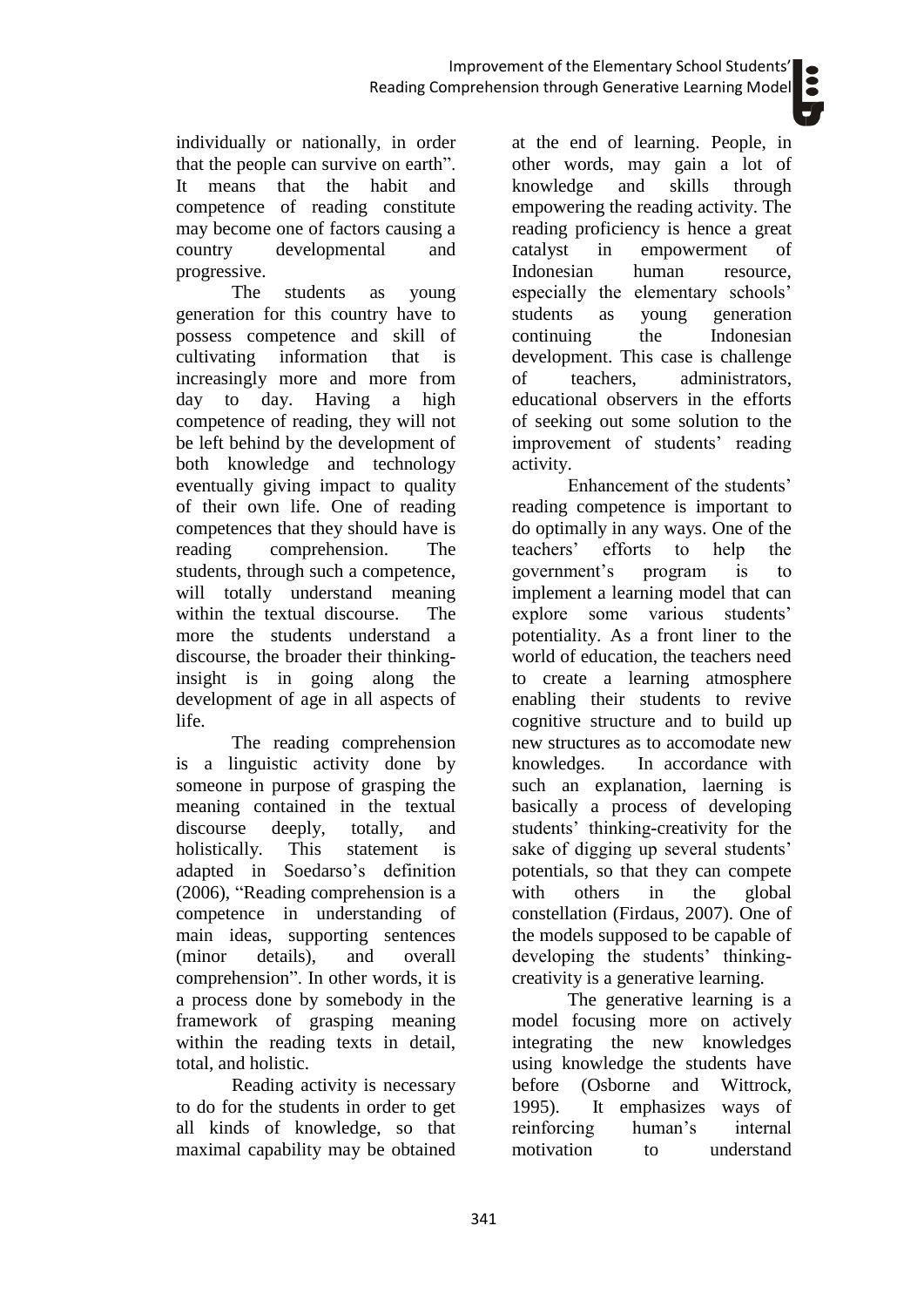individually or nationally, in order that the people can survive on earth". It means that the habit and competence of reading constitute may become one of factors causing a country developmental and progressive.

The students as young generation for this country have to possess competence and skill of cultivating information that is increasingly more and more from day to day. Having a high competence of reading, they will not be left behind by the development of both knowledge and technology eventually giving impact to quality of their own life. One of reading competences that they should have is reading comprehension. The students, through such a competence, will totally understand meaning within the textual discourse. The more the students understand a discourse, the broader their thinking-insight is in going along the development of age in all aspects of life.

The reading comprehension is a linguistic activity done by someone in purpose of grasping the meaning contained in the textual discourse deeply, totally, and holistically. This statement is adapted in Soedarso's definition (2006), "Reading comprehension is a competence in understanding of main ideas, supporting sentences (minor details), and overall comprehension". In other words, it is a process done by somebody in the framework of grasping meaning within the reading texts in detail, total, and holistic.

Reading activity is necessary to do for the students in order to get all kinds of knowledge, so that maximal capability may be obtained at the end of learning. People, in other words, may gain a lot of knowledge and skills through empowering the reading activity. The reading proficiency is hence a great catalyst in empowerment of Indonesian human resource, especially the elementary schools' students as young generation continuing the Indonesian development. This case is challenge of teachers, administrators, educational observers in the efforts of seeking out some solution to the improvement of students' reading activity.

Enhancement of the students' reading competence is important to do optimally in any ways. One of the teachers' efforts to help the government's program is to implement a learning model that can explore some various students' potentiality. As a front liner to the world of education, the teachers need to create a learning atmosphere enabling their students to revive cognitive structure and to build up new structures as to accomodate new knowledges. In accordance with such an explanation, laerning is basically a process of developing students' thinking-creativity for the sake of digging up several students' potentials, so that they can compete with others in the global constellation (Firdaus, 2007). One of the models supposed to be capable of developing the students' thinking-creativity is a generative learning.

The generative learning is a model focusing more on actively integrating the new knowledges using knowledge the students have before (Osborne and Wittrock, 1995). It emphasizes ways of reinforcing human's internal motivation to understand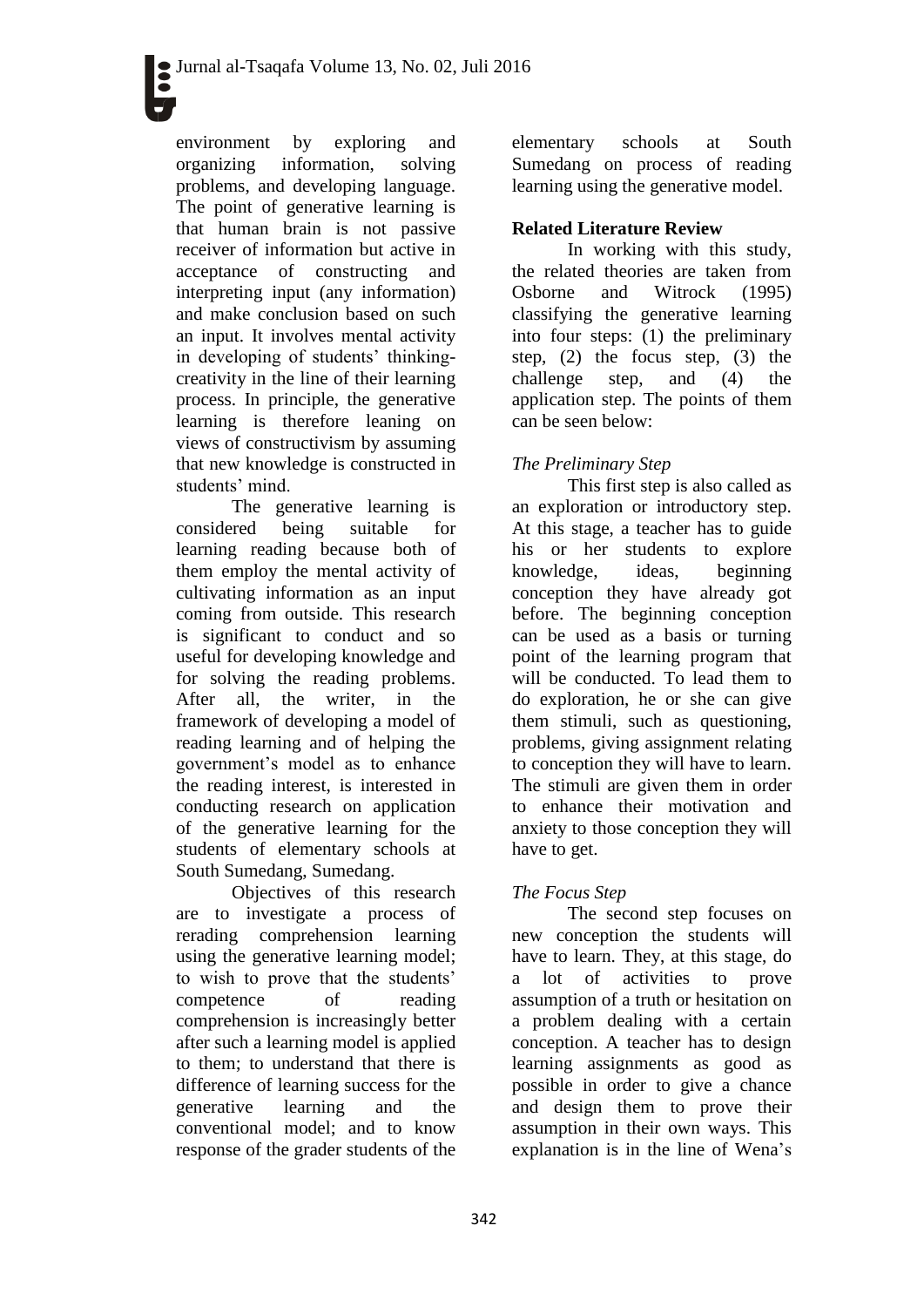environment by exploring and organizing information, solving problems, and developing language. The point of generative learning is that human brain is not passive receiver of information but active in acceptance of constructing and interpreting input (any information) and make conclusion based on such an input. It involves mental activity in developing of students' thinking-creativity in the line of their learning process. In principle, the generative learning is therefore leaning on views of constructivism by assuming that new knowledge is constructed in students' mind.

The generative learning is considered being suitable for learning reading because both of them employ the mental activity of cultivating information as an input coming from outside. This research is significant to conduct and so useful for developing knowledge and for solving the reading problems. After all, the writer, in the framework of developing a model of reading learning and of helping the government's model as to enhance the reading interest, is interested in conducting research on application of the generative learning for the students of elementary schools at South Sumedang, Sumedang.

Objectives of this research are to investigate a process of rerading comprehension learning using the generative learning model; to wish to prove that the students' competence of reading comprehension is increasingly better after such a learning model is applied to them; to understand that there is difference of learning success for the generative learning and the conventional model; and to know response of the grader students of the elementary schools at South Sumedang on process of reading learning using the generative model.

## Related Literature Review

In working with this study, the related theories are taken from Osborne and Witrock (1995) classifying the generative learning into four steps: (1) the preliminary step, (2) the focus step, (3) the challenge step, and (4) the application step. The points of them can be seen below:

### *The Preliminary Step*

This first step is also called as an exploration or introductory step. At this stage, a teacher has to guide his or her students to explore knowledge, ideas, beginning conception they have already got before. The beginning conception can be used as a basis or turning point of the learning program that will be conducted. To lead them to do exploration, he or she can give them stimuli, such as questioning, problems, giving assignment relating to conception they will have to learn. The stimuli are given them in order to enhance their motivation and anxiety to those conception they will have to get.

### *The Focus Step*

The second step focuses on new conception the students will have to learn. They, at this stage, do a lot of activities to prove assumption of a truth or hesitation on a problem dealing with a certain conception. A teacher has to design learning assignments as good as possible in order to give a chance and design them to prove their assumption in their own ways. This explanation is in the line of Wena's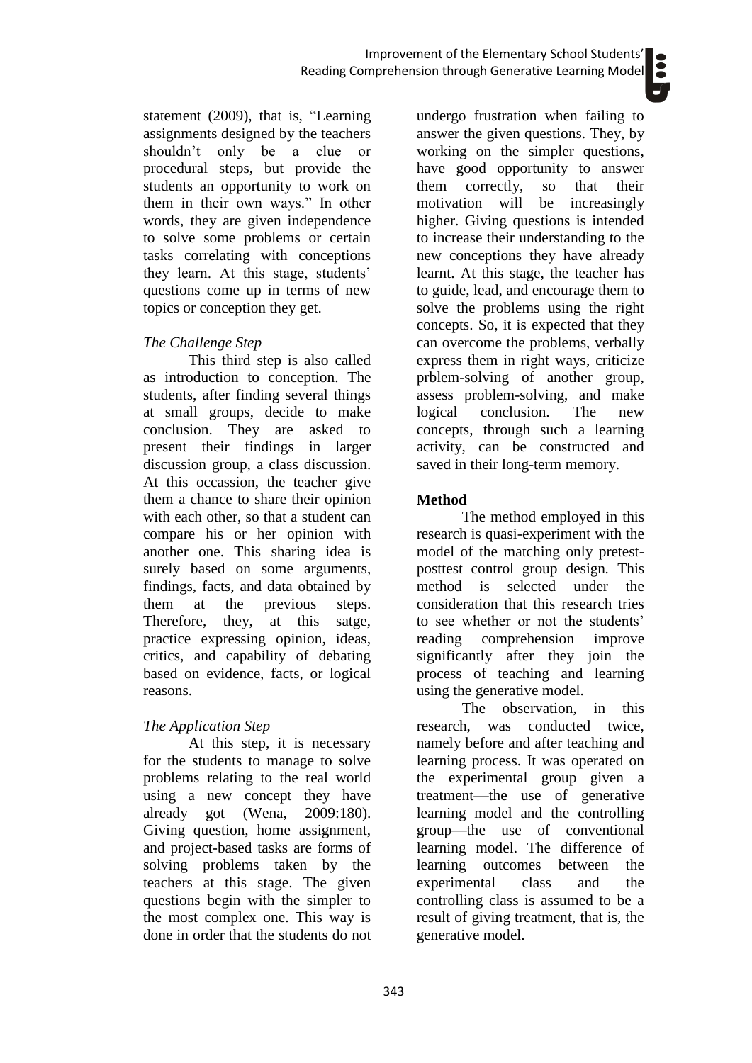statement (2009), that is, "Learning assignments designed by the teachers shouldn't only be a clue or procedural steps, but provide the students an opportunity to work on them in their own ways." In other words, they are given independence to solve some problems or certain tasks correlating with conceptions they learn. At this stage, students' questions come up in terms of new topics or conception they get.

*The Challenge Step*

This third step is also called as introduction to conception. The students, after finding several things at small groups, decide to make conclusion. They are asked to present their findings in larger discussion group, a class discussion. At this occassion, the teacher give them a chance to share their opinion with each other, so that a student can compare his or her opinion with another one. This sharing idea is surely based on some arguments, findings, facts, and data obtained by them at the previous steps. Therefore, they, at this satge, practice expressing opinion, ideas, critics, and capability of debating based on evidence, facts, or logical reasons.

*The Application Step*

At this step, it is necessary for the students to manage to solve problems relating to the real world using a new concept they have already got (Wena, 2009:180). Giving question, home assignment, and project-based tasks are forms of solving problems taken by the teachers at this stage. The given questions begin with the simpler to the most complex one. This way is done in order that the students do not undergo frustration when failing to answer the given questions. They, by working on the simpler questions, have good opportunity to answer them correctly, so that their motivation will be increasingly higher. Giving questions is intended to increase their understanding to the new conceptions they have already learnt. At this stage, the teacher has to guide, lead, and encourage them to solve the problems using the right concepts. So, it is expected that they can overcome the problems, verbally express them in right ways, criticize prblem-solving of another group, assess problem-solving, and make logical conclusion. The new concepts, through such a learning activity, can be constructed and saved in their long-term memory.

**Method**

The method employed in this research is quasi-experiment with the model of the matching only pretest-posttest control group design. This method is selected under the consideration that this research tries to see whether or not the students' reading comprehension improve significantly after they join the process of teaching and learning using the generative model.

The observation, in this research, was conducted twice, namely before and after teaching and learning process. It was operated on the experimental group given a treatment—the use of generative learning model and the controlling group—the use of conventional learning model. The difference of learning outcomes between the experimental class and the controlling class is assumed to be a result of giving treatment, that is, the generative model.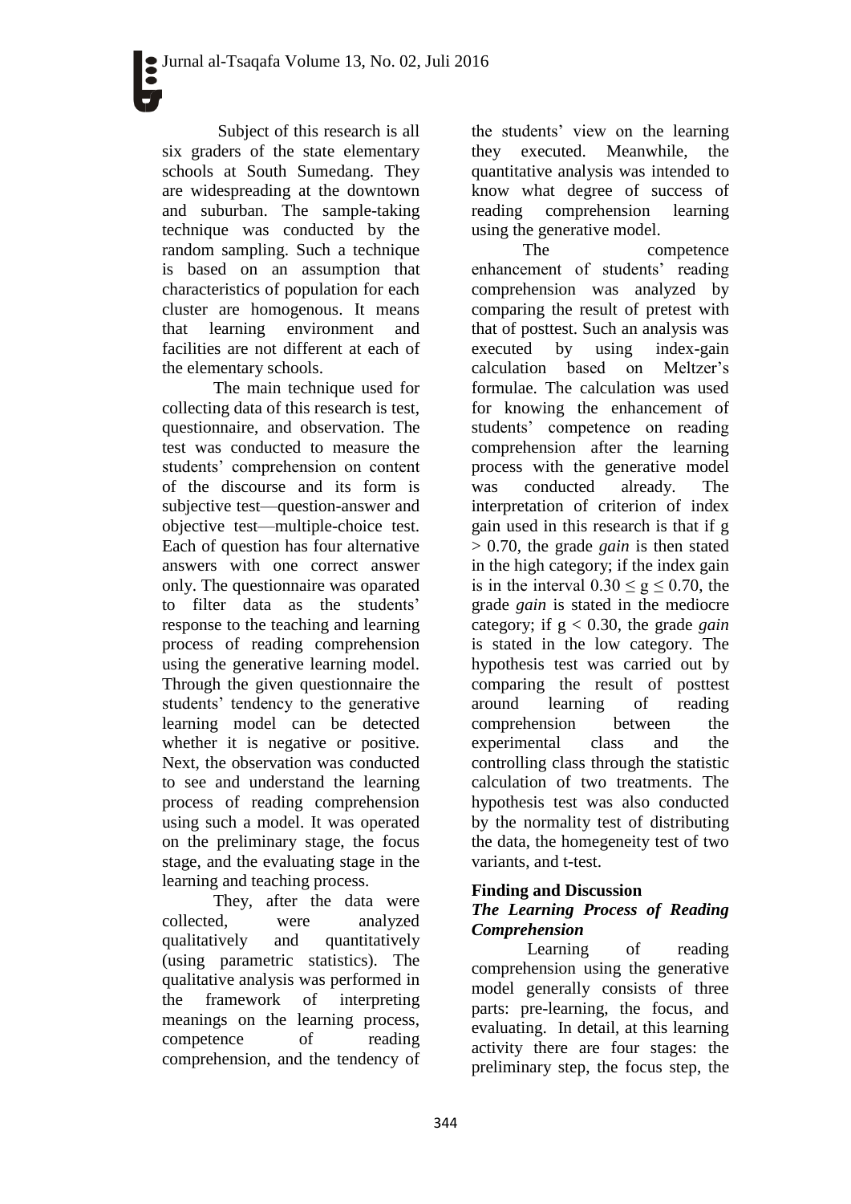Subject of this research is all six graders of the state elementary schools at South Sumedang. They are widespreading at the downtown and suburban. The sample-taking technique was conducted by the random sampling. Such a technique is based on an assumption that characteristics of population for each cluster are homogenous. It means that learning environment and facilities are not different at each of the elementary schools.

The main technique used for collecting data of this research is test, questionnaire, and observation. The test was conducted to measure the students' comprehension on content of the discourse and its form is subjective test—question-answer and objective test—multiple-choice test. Each of question has four alternative answers with one correct answer only. The questionnaire was oparated to filter data as the students' response to the teaching and learning process of reading comprehension using the generative learning model. Through the given questionnaire the students' tendency to the generative learning model can be detected whether it is negative or positive. Next, the observation was conducted to see and understand the learning process of reading comprehension using such a model. It was operated on the preliminary stage, the focus stage, and the evaluating stage in the learning and teaching process.

They, after the data were collected, were analyzed qualitatively and quantitatively (using parametric statistics). The qualitative analysis was performed in the framework of interpreting meanings on the learning process, competence of reading comprehension, and the tendency of the students' view on the learning they executed. Meanwhile, the quantitative analysis was intended to know what degree of success of reading comprehension learning using the generative model.

The competence enhancement of students' reading comprehension was analyzed by comparing the result of pretest with that of posttest. Such an analysis was executed by using index-gain calculation based on Meltzer's formulae. The calculation was used for knowing the enhancement of students' competence on reading comprehension after the learning process with the generative model was conducted already. The interpretation of criterion of index gain used in this research is that if $g > 0.70$, the grade *gain* is then stated in the high category; if the index gain is in the interval $0.30 \leq g \leq 0.70$, the grade *gain* is stated in the mediocre category; if $g < 0.30$, the grade *gain* is stated in the low category. The hypothesis test was carried out by comparing the result of posttest around learning of reading comprehension between the experimental class and the controlling class through the statistic calculation of two treatments. The hypothesis test was also conducted by the normality test of distributing the data, the homegeneity test of two variants, and t-test.

## Finding and Discussion

### *The Learning Process of Reading Comprehension*

Learning of reading comprehension using the generative model generally consists of three parts: pre-learning, the focus, and evaluating. In detail, at this learning activity there are four stages: the preliminary step, the focus step, the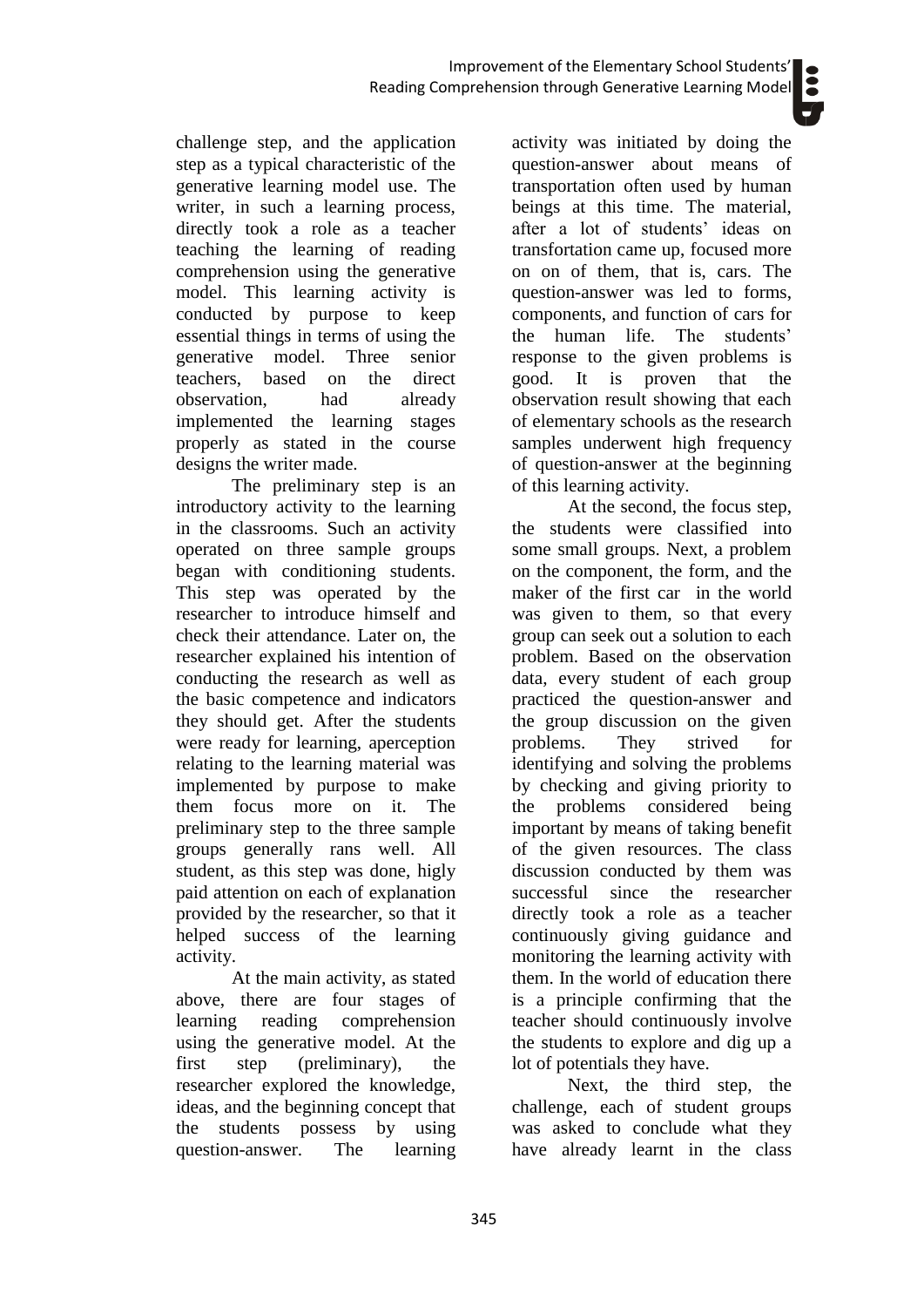challenge step, and the application step as a typical characteristic of the generative learning model use. The writer, in such a learning process, directly took a role as a teacher teaching the learning of reading comprehension using the generative model. This learning activity is conducted by purpose to keep essential things in terms of using the generative model. Three senior teachers, based on the direct observation, had already implemented the learning stages properly as stated in the course designs the writer made.

The preliminary step is an introductory activity to the learning in the classrooms. Such an activity operated on three sample groups began with conditioning students. This step was operated by the researcher to introduce himself and check their attendance. Later on, the researcher explained his intention of conducting the research as well as the basic competence and indicators they should get. After the students were ready for learning, aperception relating to the learning material was implemented by purpose to make them focus more on it. The preliminary step to the three sample groups generally rans well. All student, as this step was done, higly paid attention on each of explanation provided by the researcher, so that it helped success of the learning activity.

At the main activity, as stated above, there are four stages of learning reading comprehension using the generative model. At the first step (preliminary), the researcher explored the knowledge, ideas, and the beginning concept that the students possess by using question-answer. The learning activity was initiated by doing the question-answer about means of transportation often used by human beings at this time. The material, after a lot of students' ideas on transfortation came up, focused more on on of them, that is, cars. The question-answer was led to forms, components, and function of cars for the human life. The students' response to the given problems is good. It is proven that the observation result showing that each of elementary schools as the research samples underwent high frequency of question-answer at the beginning of this learning activity.

At the second, the focus step, the students were classified into some small groups. Next, a problem on the component, the form, and the maker of the first car in the world was given to them, so that every group can seek out a solution to each problem. Based on the observation data, every student of each group practiced the question-answer and the group discussion on the given problems. They strived for identifying and solving the problems by checking and giving priority to the problems considered being important by means of taking benefit of the given resources. The class discussion conducted by them was successful since the researcher directly took a role as a teacher continuously giving guidance and monitoring the learning activity with them. In the world of education there is a principle confirming that the teacher should continuously involve the students to explore and dig up a lot of potentials they have.

Next, the third step, the challenge, each of student groups was asked to conclude what they have already learnt in the class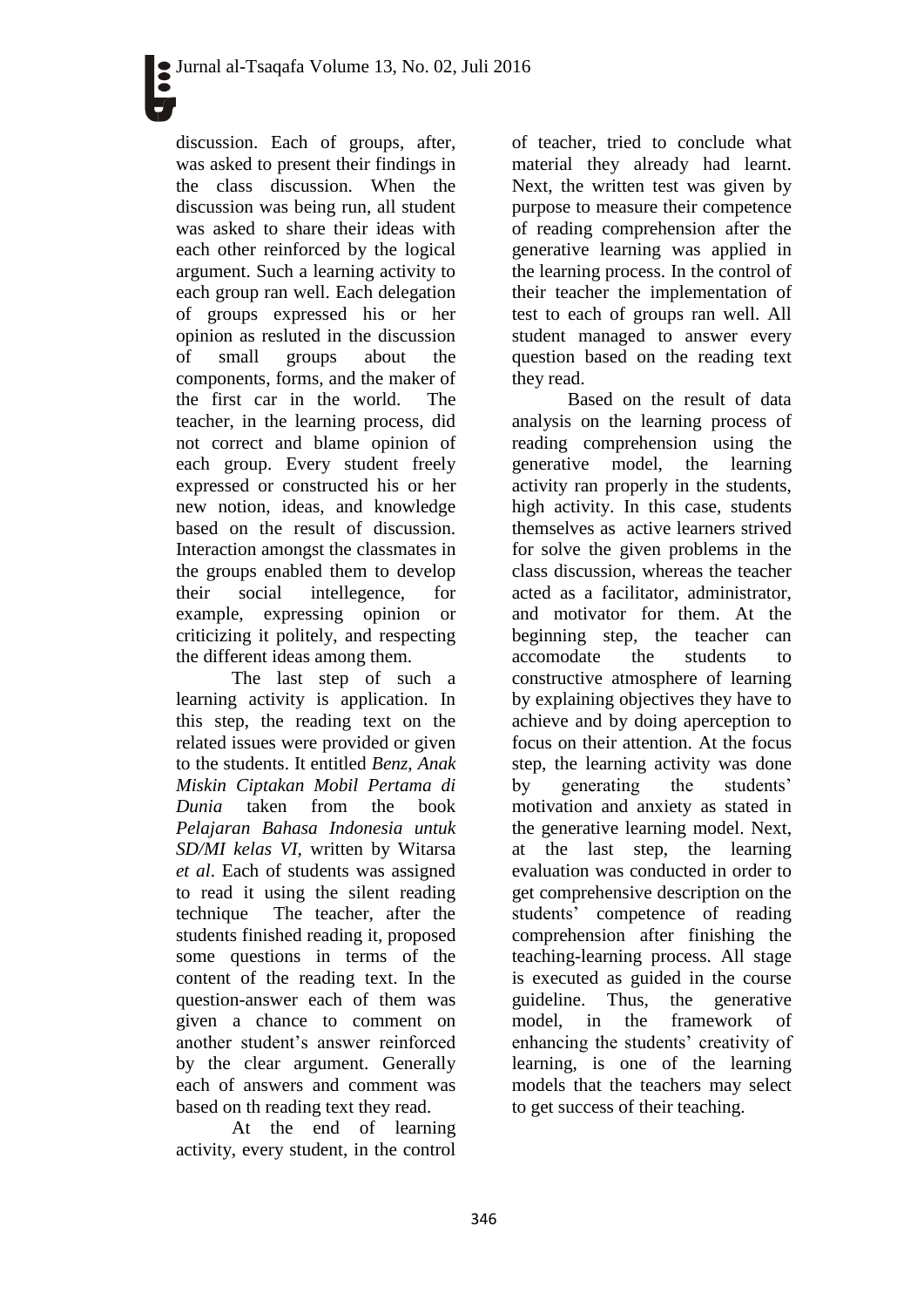discussion. Each of groups, after, was asked to present their findings in the class discussion. When the discussion was being run, all student was asked to share their ideas with each other reinforced by the logical argument. Such a learning activity to each group ran well. Each delegation of groups expressed his or her opinion as resluted in the discussion of small groups about the components, forms, and the maker of the first car in the world. The teacher, in the learning process, did not correct and blame opinion of each group. Every student freely expressed or constructed his or her new notion, ideas, and knowledge based on the result of discussion. Interaction amongst the classmates in the groups enabled them to develop their social intellegence, for example, expressing opinion or criticizing it politely, and respecting the different ideas among them.

The last step of such a learning activity is application. In this step, the reading text on the related issues were provided or given to the students. It entitled *Benz, Anak Miskin Ciptakan Mobil Pertama di Dunia* taken from the book *Pelajaran Bahasa Indonesia untuk SD/MI kelas VI*, written by Witarsa *et al*. Each of students was assigned to read it using the silent reading technique The teacher, after the students finished reading it, proposed some questions in terms of the content of the reading text. In the question-answer each of them was given a chance to comment on another student's answer reinforced by the clear argument. Generally each of answers and comment was based on th reading text they read.

At the end of learning activity, every student, in the control of teacher, tried to conclude what material they already had learnt. Next, the written test was given by purpose to measure their competence of reading comprehension after the generative learning was applied in the learning process. In the control of their teacher the implementation of test to each of groups ran well. All student managed to answer every question based on the reading text they read.

Based on the result of data analysis on the learning process of reading comprehension using the generative model, the learning activity ran properly in the students, high activity. In this case, students themselves as active learners strived for solve the given problems in the class discussion, whereas the teacher acted as a facilitator, administrator, and motivator for them. At the beginning step, the teacher can accomodate the students to constructive atmosphere of learning by explaining objectives they have to achieve and by doing aperception to focus on their attention. At the focus step, the learning activity was done by generating the students' motivation and anxiety as stated in the generative learning model. Next, at the last step, the learning evaluation was conducted in order to get comprehensive description on the students' competence of reading comprehension after finishing the teaching-learning process. All stage is executed as guided in the course guideline. Thus, the generative model, in the framework of enhancing the students' creativity of learning, is one of the learning models that the teachers may select to get success of their teaching.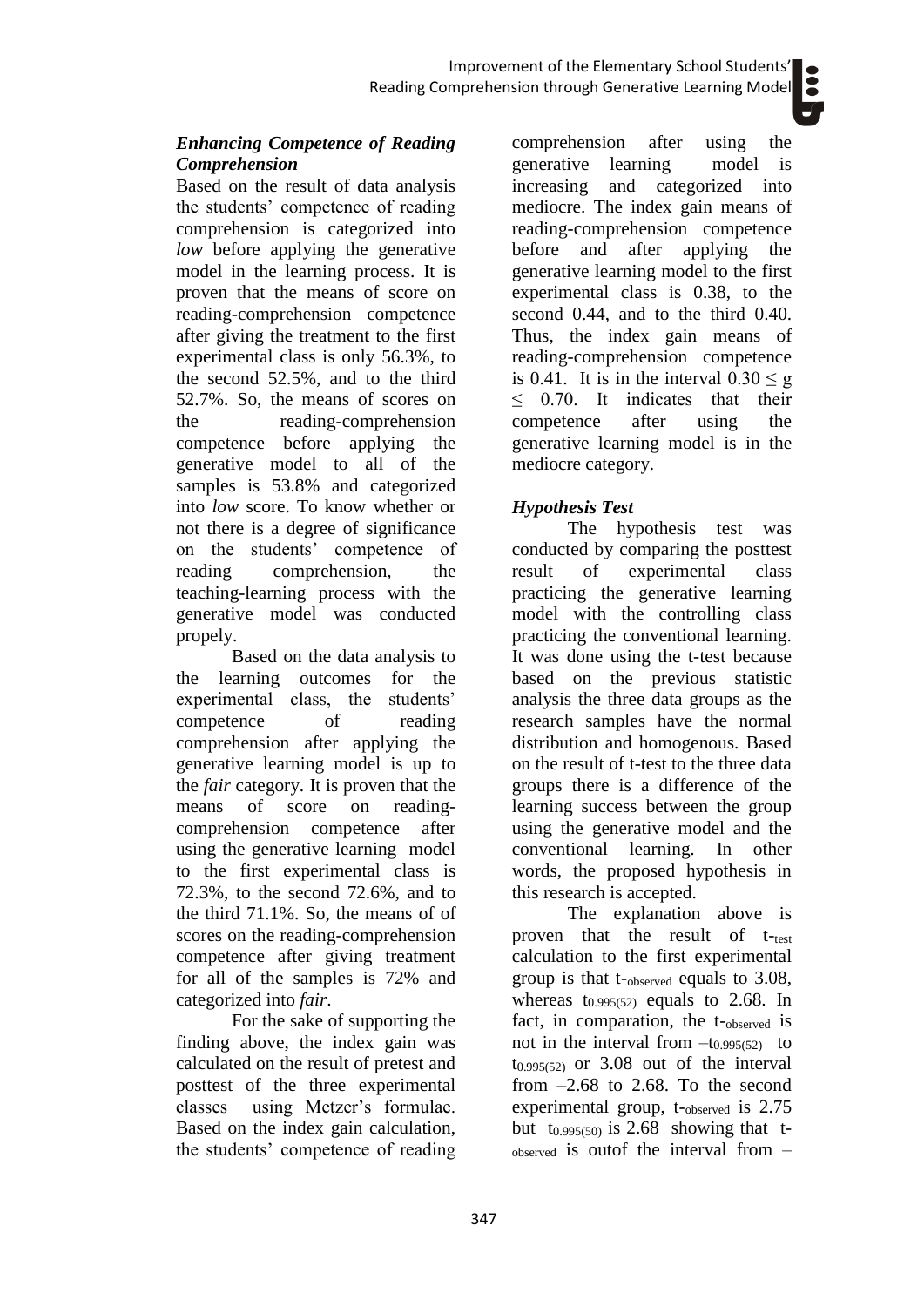### *Enhancing Competence of Reading Comprehension*

Based on the result of data analysis the students' competence of reading comprehension is categorized into *low* before applying the generative model in the learning process. It is proven that the means of score on reading-comprehension competence after giving the treatment to the first experimental class is only 56.3%, to the second 52.5%, and to the third 52.7%. So, the means of scores on the reading-comprehension competence before applying the generative model to all of the samples is 53.8% and categorized into *low* score. To know whether or not there is a degree of significance on the students' competence of reading comprehension, the teaching-learning process with the generative model was conducted propely.

Based on the data analysis to the learning outcomes for the experimental class, the students' competence of reading comprehension after applying the generative learning model is up to the *fair* category. It is proven that the means of score on reading-comprehension competence after using the generative learning model to the first experimental class is 72.3%, to the second 72.6%, and to the third 71.1%. So, the means of of scores on the reading-comprehension competence after giving treatment for all of the samples is 72% and categorized into *fair*.

For the sake of supporting the finding above, the index gain was calculated on the result of pretest and posttest of the three experimental classes using Metzer's formulae. Based on the index gain calculation, the students' competence of reading comprehension after using the generative learning model is increasing and categorized into mediocre. The index gain means of reading-comprehension competence before and after applying the generative learning model to the first experimental class is 0.38, to the second 0.44, and to the third 0.40. Thus, the index gain means of reading-comprehension competence is 0.41. It is in the interval $0.30 \leq g \leq 0.70$. It indicates that their competence after using the generative learning model is in the mediocre category.

### *Hypothesis Test*

The hypothesis test was conducted by comparing the posttest result of experimental class practicing the generative learning model with the controlling class practicing the conventional learning. It was done using the t-test because based on the previous statistic analysis the three data groups as the research samples have the normal distribution and homogenous. Based on the result of t-test to the three data groups there is a difference of the learning success between the group using the generative model and the conventional learning. In other words, the proposed hypothesis in this research is accepted.

The explanation above is proven that the result of $t_{test}$ calculation to the first experimental group is that $t_{observed}$ equals to 3.08, whereas $t_{0.995(52)}$ equals to 2.68. In fact, in comparation, the $t_{observed}$ is not in the interval from $-t_{0.995(52)}$ to $t_{0.995(52)}$ or 3.08 out of the interval from –2.68 to 2.68. To the second experimental group, $t_{observed}$ is 2.75 but $t_{0.995(50)}$ is 2.68 showing that $t_{observed}$ is outof the interval from –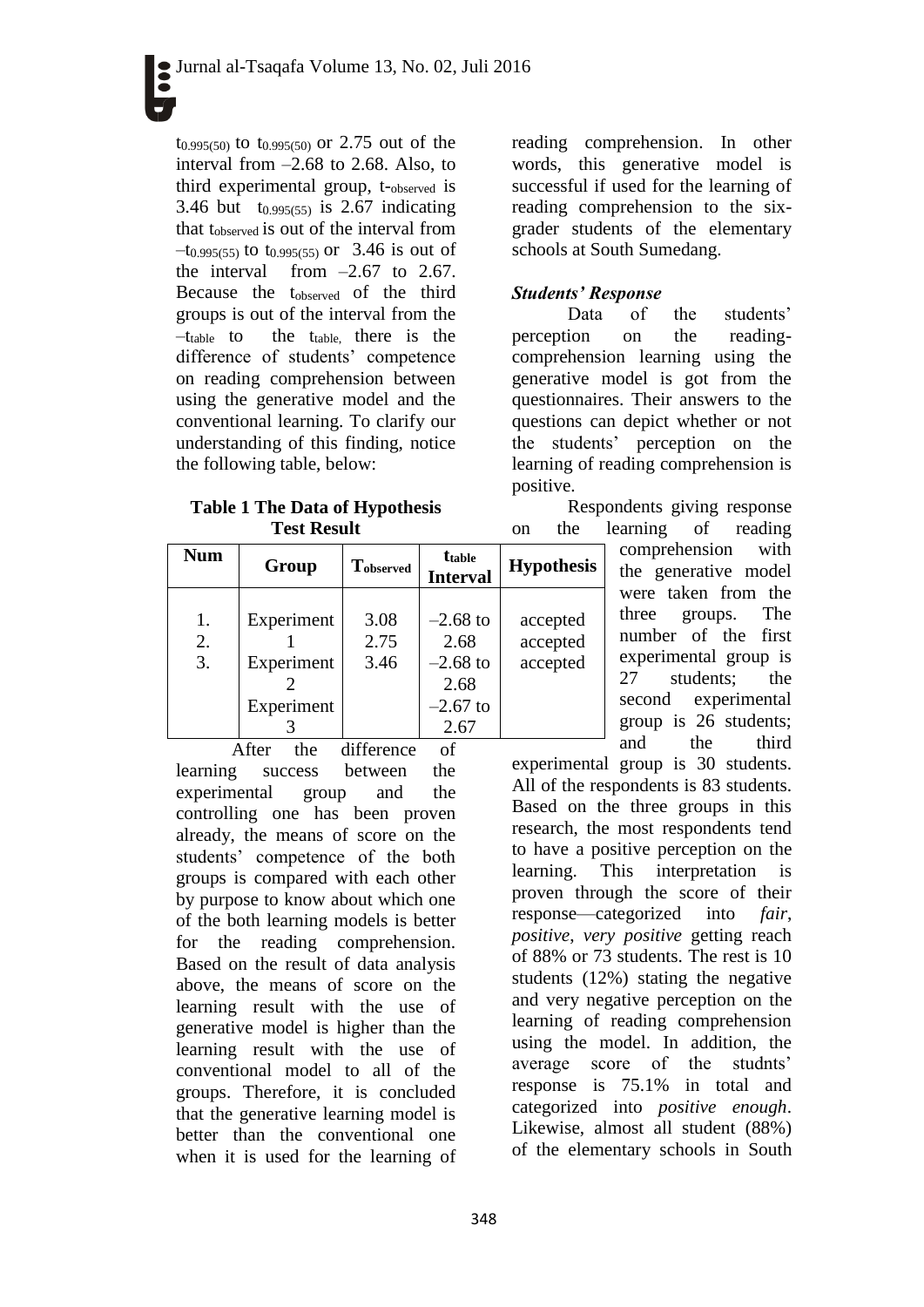$t_{0.995(50)}$ to $t_{0.995(50)}$ or 2.75 out of the interval from –2.68 to 2.68. Also, to third experimental group, t-$_{observed}$ is 3.46 but $t_{0.995(55)}$ is 2.67 indicating that $t_{observed}$ is out of the interval from $-t_{0.995(55)}$ to $t_{0.995(55)}$ or 3.46 is out of the interval from –2.67 to 2.67. Because the $t_{observed}$ of the third groups is out of the interval from the $-t_{table}$ to the $t_{table}$, there is the difference of students' competence on reading comprehension between using the generative model and the conventional learning. To clarify our understanding of this finding, notice the following table, below:

**Table 1 The Data of Hypothesis Test Result**

| Num | Group | $T_{observed}$ | $t_{table}$ Interval | Hypothesis |
|---|---|---|---|---|
| 1. | Experiment 1 | 3.08 | –2.68 to 2.68 | accepted |
| 2. | Experiment 2 | 2.75 | –2.68 to 2.68 | accepted |
| 3. | Experiment 3 | 3.46 | –2.67 to 2.67 | accepted |

After the difference of learning success between the experimental group and the controlling one has been proven already, the means of score on the students' competence of the both groups is compared with each other by purpose to know about which one of the both learning models is better for the reading comprehension. Based on the result of data analysis above, the means of score on the learning result with the use of generative model is higher than the learning result with the use of conventional model to all of the groups. Therefore, it is concluded that the generative learning model is better than the conventional one when it is used for the learning of reading comprehension. In other words, this generative model is successful if used for the learning of reading comprehension to the six-grader students of the elementary schools at South Sumedang.

### *Students' Response*

Data of the students' perception on the reading-comprehension learning using the generative model is got from the questionnaires. Their answers to the questions can depict whether or not the students' perception on the learning of reading comprehension is positive.

Respondents giving response on the learning of reading comprehension with the generative model were taken from the three groups. The number of the first experimental group is 27 students; the second experimental group is 26 students; and the third experimental group is 30 students. All of the respondents is 83 students. Based on the three groups in this research, the most respondents tend to have a positive perception on the learning. This interpretation is proven through the score of their response—categorized into *fair*, *positive*, *very positive* getting reach of 88% or 73 students. The rest is 10 students (12%) stating the negative and very negative perception on the learning of reading comprehension using the model. In addition, the average score of the studnts' response is 75.1% in total and categorized into *positive enough*. Likewise, almost all student (88%) of the elementary schools in South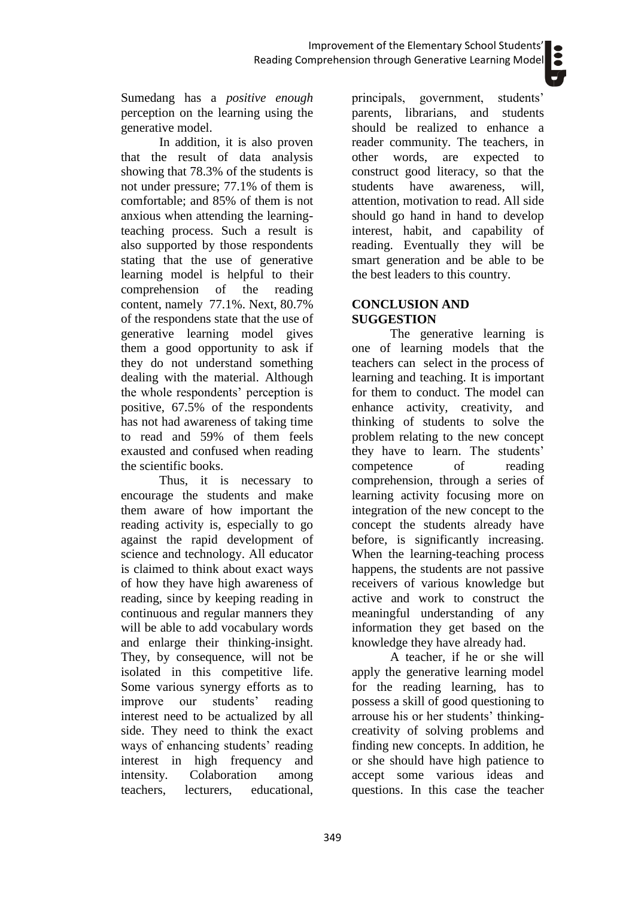Sumedang has a *positive enough* perception on the learning using the generative model.

In addition, it is also proven that the result of data analysis showing that 78.3% of the students is not under pressure; 77.1% of them is comfortable; and 85% of them is not anxious when attending the learning-teaching process. Such a result is also supported by those respondents stating that the use of generative learning model is helpful to their comprehension of the reading content, namely 77.1%. Next, 80.7% of the respondens state that the use of generative learning model gives them a good opportunity to ask if they do not understand something dealing with the material. Although the whole respondents' perception is positive, 67.5% of the respondents has not had awareness of taking time to read and 59% of them feels exausted and confused when reading the scientific books.

Thus, it is necessary to encourage the students and make them aware of how important the reading activity is, especially to go against the rapid development of science and technology. All educator is claimed to think about exact ways of how they have high awareness of reading, since by keeping reading in continuous and regular manners they will be able to add vocabulary words and enlarge their thinking-insight. They, by consequence, will not be isolated in this competitive life. Some various synergy efforts as to improve our students' reading interest need to be actualized by all side. They need to think the exact ways of enhancing students' reading interest in high frequency and intensity. Colaboration among teachers, lecturers, educational, principals, government, students' parents, librarians, and students should be realized to enhance a reader community. The teachers, in other words, are expected to construct good literacy, so that the students have awareness, will, attention, motivation to read. All side should go hand in hand to develop interest, habit, and capability of reading. Eventually they will be smart generation and be able to be the best leaders to this country.

## CONCLUSION AND SUGGESTION

The generative learning is one of learning models that the teachers can select in the process of learning and teaching. It is important for them to conduct. The model can enhance activity, creativity, and thinking of students to solve the problem relating to the new concept they have to learn. The students' competence of reading comprehension, through a series of learning activity focusing more on integration of the new concept to the concept the students already have before, is significantly increasing. When the learning-teaching process happens, the students are not passive receivers of various knowledge but active and work to construct the meaningful understanding of any information they get based on the knowledge they have already had.

A teacher, if he or she will apply the generative learning model for the reading learning, has to possess a skill of good questioning to arrouse his or her students' thinking-creativity of solving problems and finding new concepts. In addition, he or she should have high patience to accept some various ideas and questions. In this case the teacher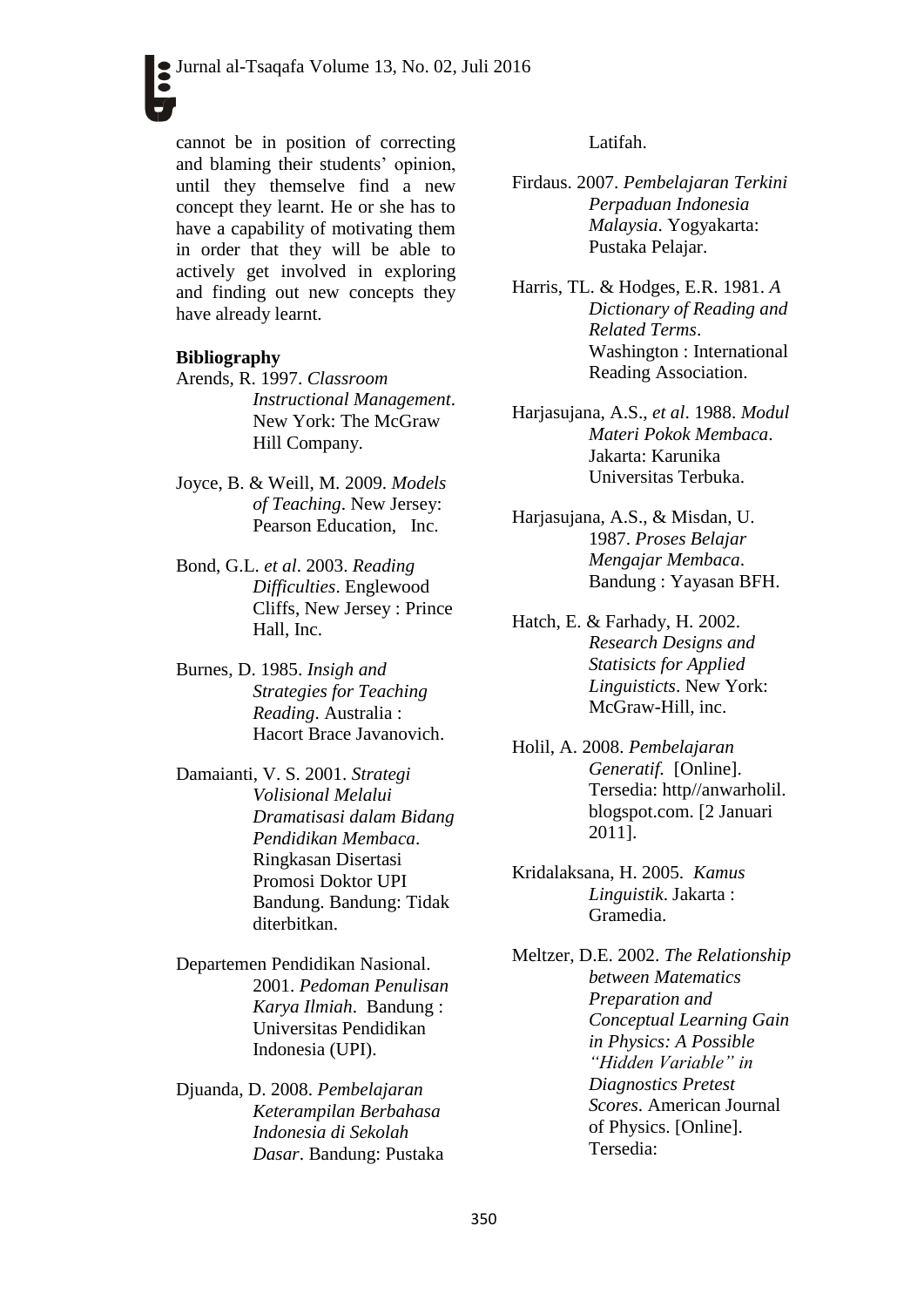cannot be in position of correcting and blaming their students' opinion, until they themselve find a new concept they learnt. He or she has to have a capability of motivating them in order that they will be able to actively get involved in exploring and finding out new concepts they have already learnt.

**Bibliography**

Arends, R. 1997. *Classroom Instructional Management*. New York: The McGraw Hill Company.

Joyce, B. & Weill, M. 2009. *Models of Teaching*. New Jersey: Pearson Education, Inc.

Bond, G.L. *et al*. 2003. *Reading Difficulties*. Englewood Cliffs, New Jersey : Prince Hall, Inc.

Burnes, D. 1985. *Insigh and Strategies for Teaching Reading*. Australia : Hacort Brace Javanovich.

Damaianti, V. S. 2001. *Strategi Volisional Melalui Dramatisasi dalam Bidang Pendidikan Membaca*. Ringkasan Disertasi Promosi Doktor UPI Bandung. Bandung: Tidak diterbitkan.

Departemen Pendidikan Nasional. 2001. *Pedoman Penulisan Karya Ilmiah*. Bandung : Universitas Pendidikan Indonesia (UPI).

Djuanda, D. 2008. *Pembelajaran Keterampilan Berbahasa Indonesia di Sekolah Dasar*. Bandung: Pustaka Latifah.

Firdaus. 2007. *Pembelajaran Terkini Perpaduan Indonesia Malaysia*. Yogyakarta: Pustaka Pelajar.

Harris, TL. & Hodges, E.R. 1981. *A Dictionary of Reading and Related Terms*. Washington : International Reading Association.

Harjasujana, A.S., *et al*. 1988. *Modul Materi Pokok Membaca*. Jakarta: Karunika Universitas Terbuka.

Harjasujana, A.S., & Misdan, U. 1987. *Proses Belajar Mengajar Membaca*. Bandung : Yayasan BFH.

Hatch, E. & Farhady, H. 2002. *Research Designs and Statisicts for Applied Linguisticts*. New York: McGraw-Hill, inc.

Holil, A. 2008. *Pembelajaran Generatif.* [Online]. Tersedia: http//anwarholil. blogspot.com. [2 Januari 2011].

Kridalaksana, H. 2005. *Kamus Linguistik*. Jakarta : Gramedia.

Meltzer, D.E. 2002. *The Relationship between Matematics Preparation and Conceptual Learning Gain in Physics: A Possible "Hidden Variable" in Diagnostics Pretest Scores*. American Journal of Physics. [Online]. Tersedia: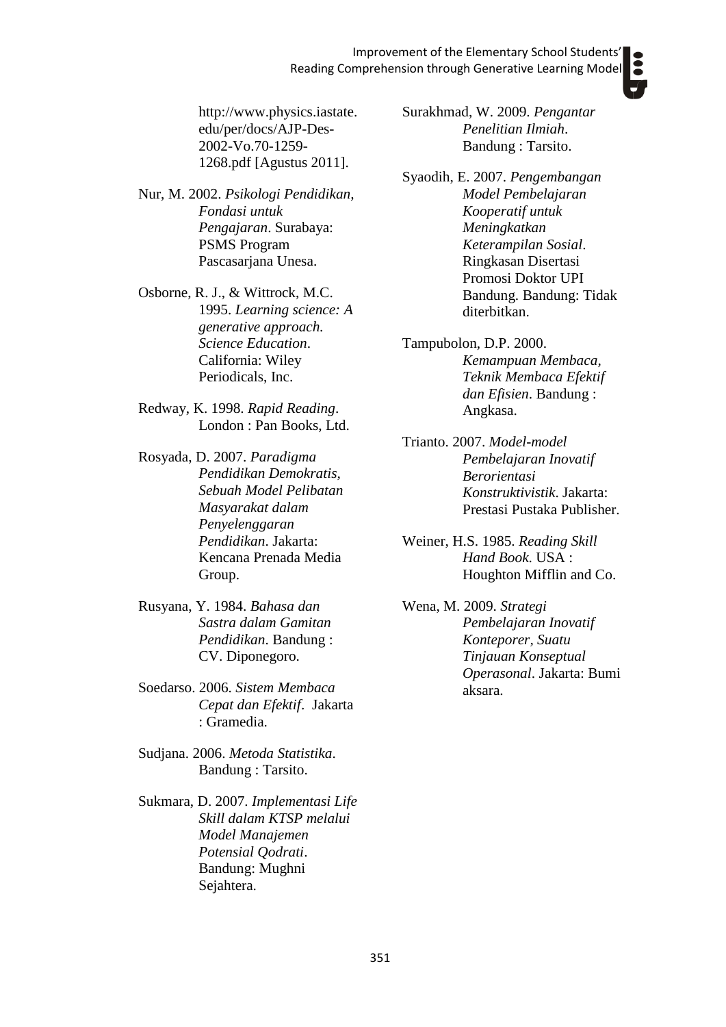http://www.physics.iastate.edu/per/docs/AJP-Des-2002-Vo.70-1259-1268.pdf [Agustus 2011].

Nur, M. 2002. *Psikologi Pendidikan, Fondasi untuk Pengajaran*. Surabaya: PSMS Program Pascasarjana Unesa.

Osborne, R. J., & Wittrock, M.C. 1995. *Learning science: A generative approach. Science Education*. California: Wiley Periodicals, Inc.

Redway, K. 1998. *Rapid Reading*. London : Pan Books, Ltd.

Rosyada, D. 2007. *Paradigma Pendidikan Demokratis, Sebuah Model Pelibatan Masyarakat dalam Penyelenggaran Pendidikan*. Jakarta: Kencana Prenada Media Group.

Rusyana, Y. 1984. *Bahasa dan Sastra dalam Gamitan Pendidikan*. Bandung : CV. Diponegoro.

Soedarso. 2006. *Sistem Membaca Cepat dan Efektif*. Jakarta : Gramedia.

Sudjana. 2006. *Metoda Statistika*. Bandung : Tarsito.

Sukmara, D. 2007. *Implementasi Life Skill dalam KTSP melalui Model Manajemen Potensial Qodrati*. Bandung: Mughni Sejahtera.

Surakhmad, W. 2009. *Pengantar Penelitian Ilmiah*. Bandung : Tarsito.

Syaodih, E. 2007. *Pengembangan Model Pembelajaran Kooperatif untuk Meningkatkan Keterampilan Sosial*. Ringkasan Disertasi Promosi Doktor UPI Bandung. Bandung: Tidak diterbitkan.

Tampubolon, D.P. 2000. *Kemampuan Membaca, Teknik Membaca Efektif dan Efisien*. Bandung : Angkasa.

Trianto. 2007. *Model-model Pembelajaran Inovatif Berorientasi Konstruktivistik*. Jakarta: Prestasi Pustaka Publisher.

Weiner, H.S. 1985. *Reading Skill Hand Book*. USA : Houghton Mifflin and Co.

Wena, M. 2009. *Strategi Pembelajaran Inovatif Konteporer, Suatu Tinjauan Konseptual Operasonal*. Jakarta: Bumi aksara.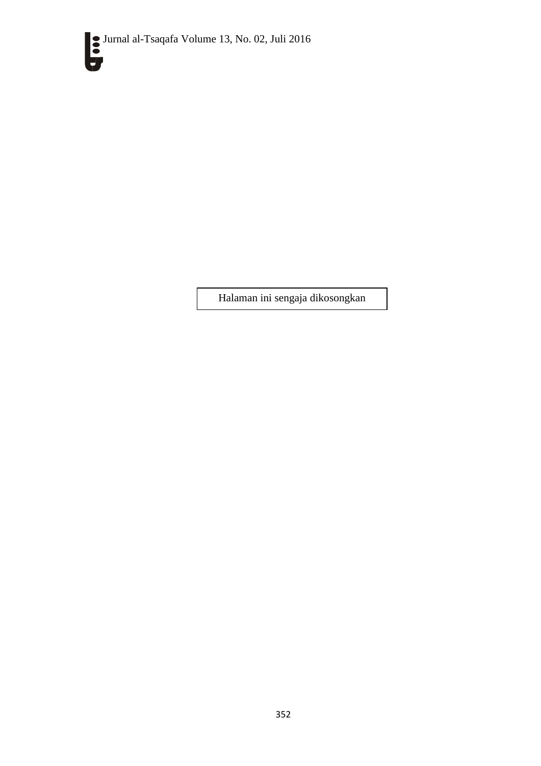Halaman ini sengaja dikosongkan